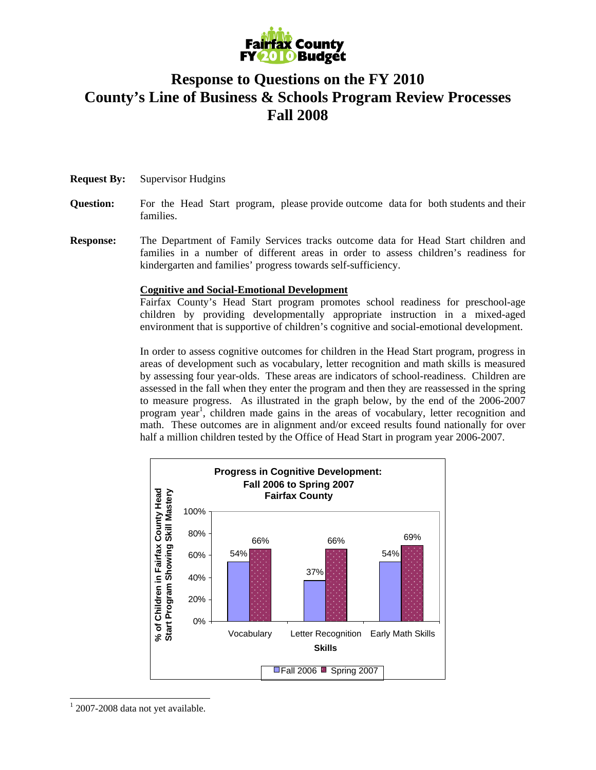# Response to Questions on the FY 2010 County's Line of Business & Schools Program Review Processes Fall 2008

**Request By:** Supervisor Hudgins

**Question:** For the Head Start program, please provide outcome data for both students and their families.

**Response:** The Department of Family Services tracks outcome data for Head Start children and families in a number of different areas in order to assess children's readiness for kindergarten and families' progress towards self-sufficiency.

**Cognitive and Social-Emotional Development**

Fairfax County's Head Start program promotes school readiness for preschool-age children by providing developmentally appropriate instruction in a mixed-aged environment that is supportive of children's cognitive and social-emotional development.

In order to assess cognitive outcomes for children in the Head Start program, progress in areas of development such as vocabulary, letter recognition and math skills is measured by assessing four year-olds. These areas are indicators of school-readiness. Children are assessed in the fall when they enter the program and then they are reassessed in the spring to measure progress. As illustrated in the graph below, by the end of the 2006-2007 program year[1], children made gains in the areas of vocabulary, letter recognition and math. These outcomes are in alignment and/or exceed results found nationally for over half a million children tested by the Office of Head Start in program year 2006-2007.

**Progress in Cognitive Development: Fall 2006 to Spring 2007 Fairfax County**

% of Children in Fairfax County Head Start Program Showing Skill Mastery

| Skills | Fall 2006 | Spring 2007 |
|---|---|---|
| Vocabulary | 54% | 66% |
| Letter Recognition | 37% | 66% |
| Early Math Skills | 54% | 69% |

[1] 2007-2008 data not yet available.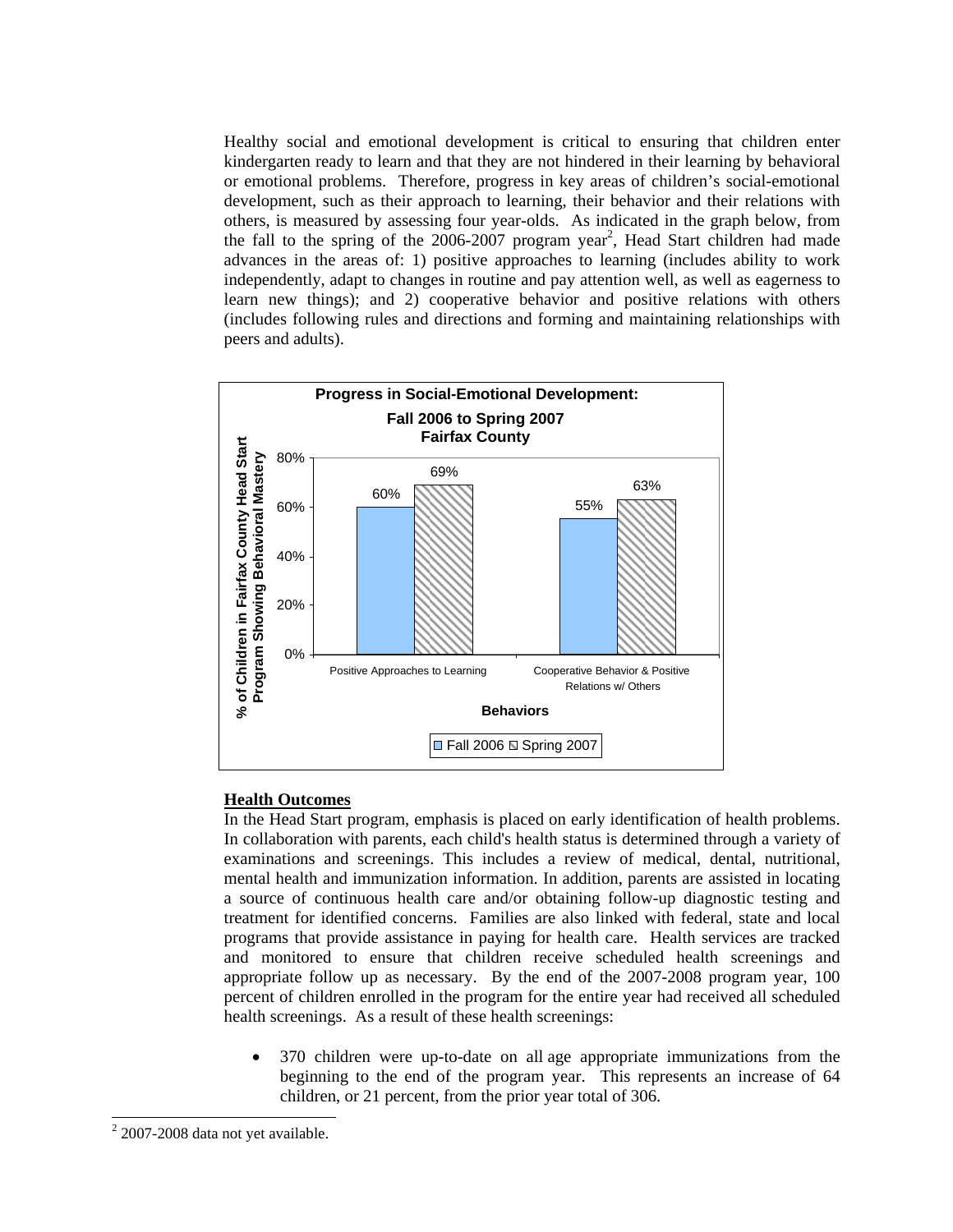Healthy social and emotional development is critical to ensuring that children enter kindergarten ready to learn and that they are not hindered in their learning by behavioral or emotional problems. Therefore, progress in key areas of children's social-emotional development, such as their approach to learning, their behavior and their relations with others, is measured by assessing four year-olds. As indicated in the graph below, from the fall to the spring of the 2006-2007 program year[2], Head Start children had made advances in the areas of: 1) positive approaches to learning (includes ability to work independently, adapt to changes in routine and pay attention well, as well as eagerness to learn new things); and 2) cooperative behavior and positive relations with others (includes following rules and directions and forming and maintaining relationships with peers and adults).

**Progress in Social-Emotional Development: Fall 2006 to Spring 2007 Fairfax County**

| Behaviors | Fall 2006 | Spring 2007 |
| --- | --- | --- |
| Positive Approaches to Learning | 60% | 69% |
| Cooperative Behavior & Positive Relations w/ Others | 55% | 63% |

(Y-axis: % of Children in Fairfax County Head Start Program Showing Behavioral Mastery)

## Health Outcomes

In the Head Start program, emphasis is placed on early identification of health problems. In collaboration with parents, each child's health status is determined through a variety of examinations and screenings. This includes a review of medical, dental, nutritional, mental health and immunization information. In addition, parents are assisted in locating a source of continuous health care and/or obtaining follow-up diagnostic testing and treatment for identified concerns. Families are also linked with federal, state and local programs that provide assistance in paying for health care. Health services are tracked and monitored to ensure that children receive scheduled health screenings and appropriate follow up as necessary. By the end of the 2007-2008 program year, 100 percent of children enrolled in the program for the entire year had received all scheduled health screenings. As a result of these health screenings:

- 370 children were up-to-date on all age appropriate immunizations from the beginning to the end of the program year. This represents an increase of 64 children, or 21 percent, from the prior year total of 306.

[2] 2007-2008 data not yet available.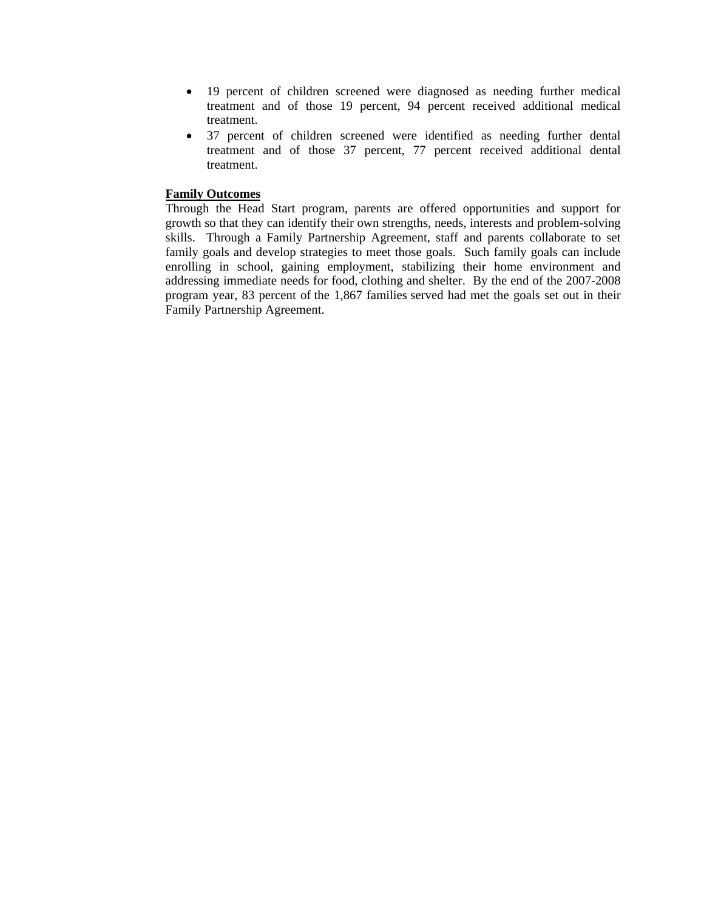- 19 percent of children screened were diagnosed as needing further medical treatment and of those 19 percent, 94 percent received additional medical treatment.
- 37 percent of children screened were identified as needing further dental treatment and of those 37 percent, 77 percent received additional dental treatment.

**Family Outcomes**

Through the Head Start program, parents are offered opportunities and support for growth so that they can identify their own strengths, needs, interests and problem-solving skills. Through a Family Partnership Agreement, staff and parents collaborate to set family goals and develop strategies to meet those goals. Such family goals can include enrolling in school, gaining employment, stabilizing their home environment and addressing immediate needs for food, clothing and shelter. By the end of the 2007-2008 program year, 83 percent of the 1,867 families served had met the goals set out in their Family Partnership Agreement.